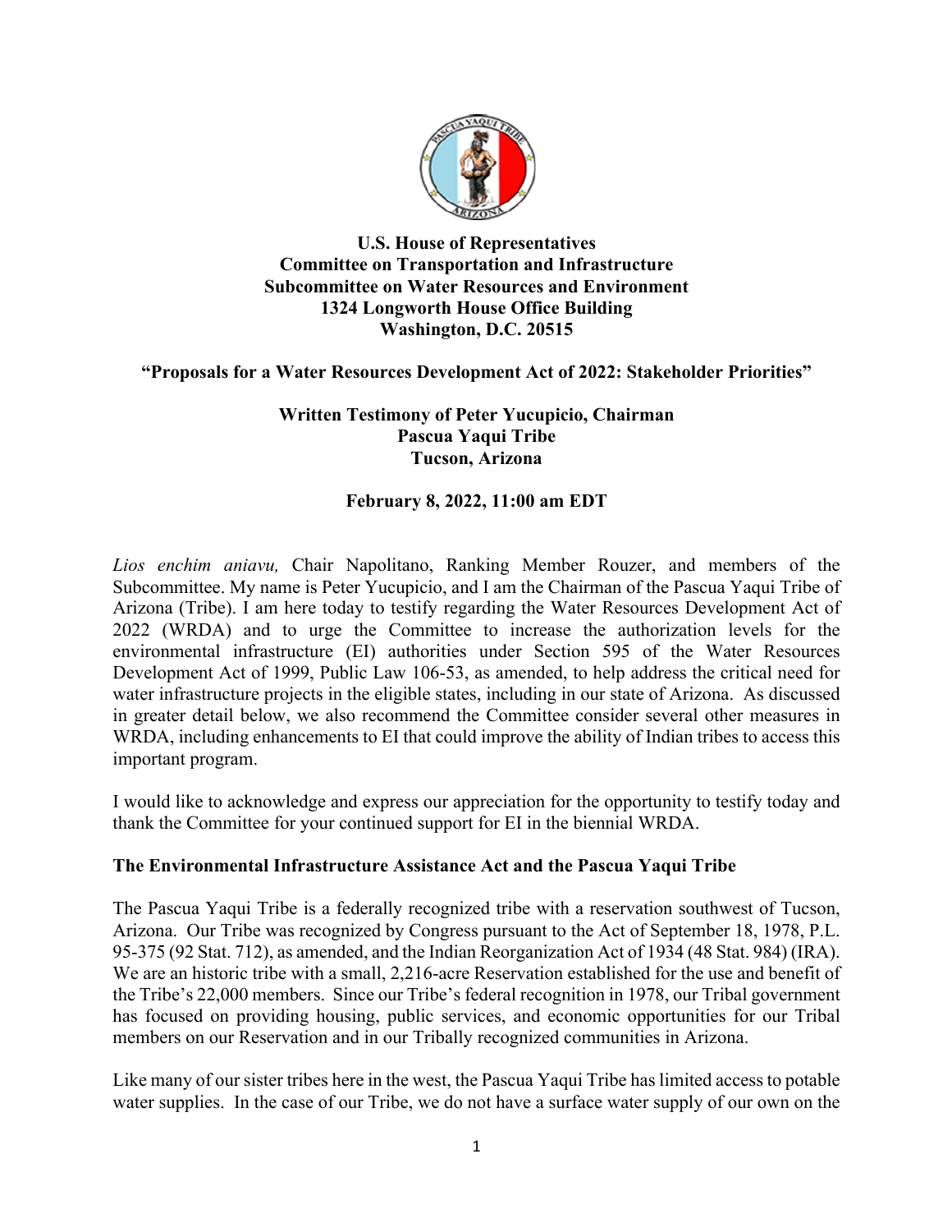**U.S. House of Representatives**
**Committee on Transportation and Infrastructure**
**Subcommittee on Water Resources and Environment**
**1324 Longworth House Office Building**
**Washington, D.C. 20515**

**"Proposals for a Water Resources Development Act of 2022: Stakeholder Priorities"**

**Written Testimony of Peter Yucupicio, Chairman**
**Pascua Yaqui Tribe**
**Tucson, Arizona**

**February 8, 2022, 11:00 am EDT**

*Lios enchim aniavu,* Chair Napolitano, Ranking Member Rouzer, and members of the Subcommittee. My name is Peter Yucupicio, and I am the Chairman of the Pascua Yaqui Tribe of Arizona (Tribe). I am here today to testify regarding the Water Resources Development Act of 2022 (WRDA) and to urge the Committee to increase the authorization levels for the environmental infrastructure (EI) authorities under Section 595 of the Water Resources Development Act of 1999, Public Law 106-53, as amended, to help address the critical need for water infrastructure projects in the eligible states, including in our state of Arizona. As discussed in greater detail below, we also recommend the Committee consider several other measures in WRDA, including enhancements to EI that could improve the ability of Indian tribes to access this important program.

I would like to acknowledge and express our appreciation for the opportunity to testify today and thank the Committee for your continued support for EI in the biennial WRDA.

## The Environmental Infrastructure Assistance Act and the Pascua Yaqui Tribe

The Pascua Yaqui Tribe is a federally recognized tribe with a reservation southwest of Tucson, Arizona. Our Tribe was recognized by Congress pursuant to the Act of September 18, 1978, P.L. 95-375 (92 Stat. 712), as amended, and the Indian Reorganization Act of 1934 (48 Stat. 984) (IRA). We are an historic tribe with a small, 2,216-acre Reservation established for the use and benefit of the Tribe's 22,000 members. Since our Tribe's federal recognition in 1978, our Tribal government has focused on providing housing, public services, and economic opportunities for our Tribal members on our Reservation and in our Tribally recognized communities in Arizona.

Like many of our sister tribes here in the west, the Pascua Yaqui Tribe has limited access to potable water supplies. In the case of our Tribe, we do not have a surface water supply of our own on the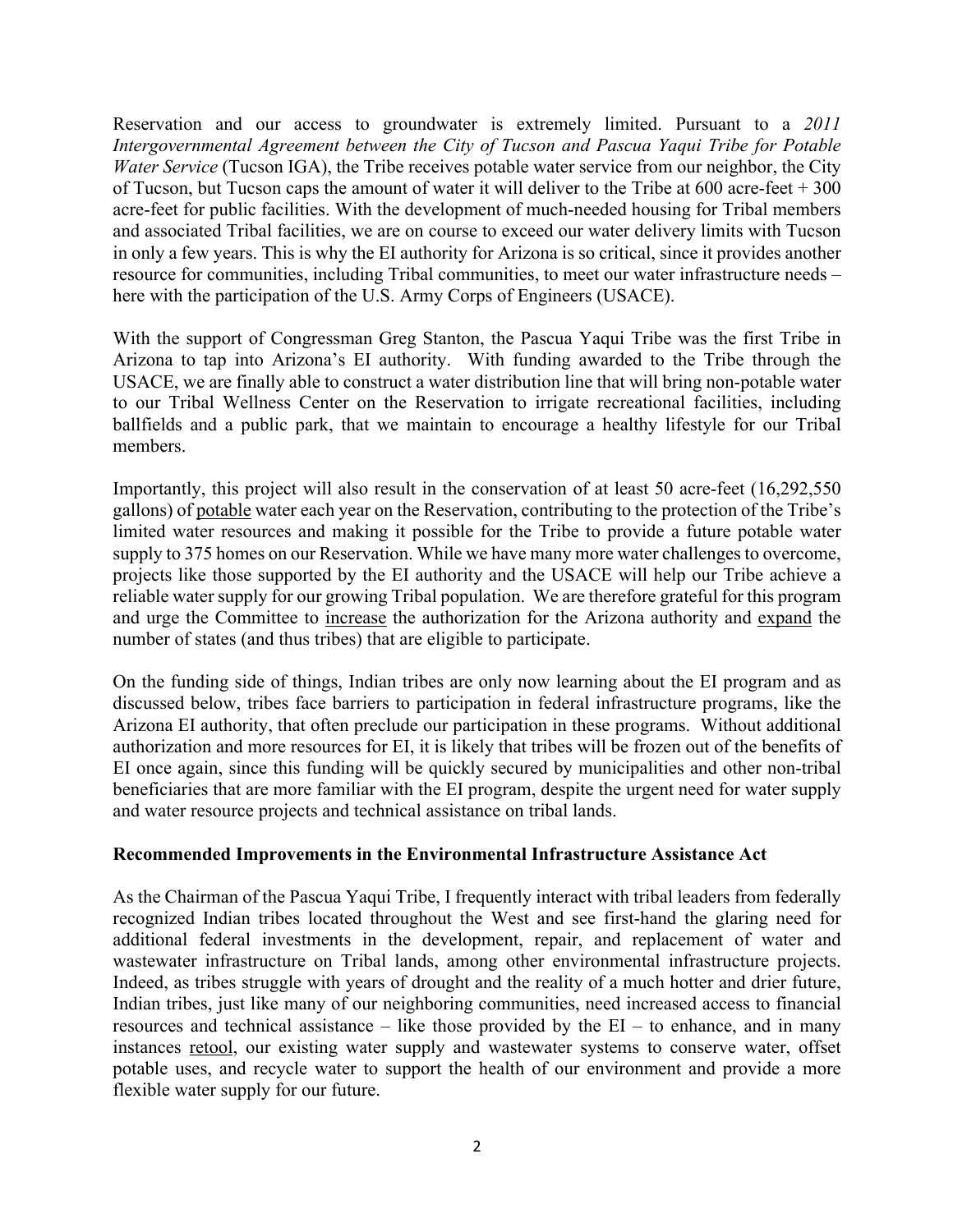Reservation and our access to groundwater is extremely limited. Pursuant to a *2011 Intergovernmental Agreement between the City of Tucson and Pascua Yaqui Tribe for Potable Water Service* (Tucson IGA), the Tribe receives potable water service from our neighbor, the City of Tucson, but Tucson caps the amount of water it will deliver to the Tribe at 600 acre-feet + 300 acre-feet for public facilities. With the development of much-needed housing for Tribal members and associated Tribal facilities, we are on course to exceed our water delivery limits with Tucson in only a few years. This is why the EI authority for Arizona is so critical, since it provides another resource for communities, including Tribal communities, to meet our water infrastructure needs – here with the participation of the U.S. Army Corps of Engineers (USACE).

With the support of Congressman Greg Stanton, the Pascua Yaqui Tribe was the first Tribe in Arizona to tap into Arizona's EI authority. With funding awarded to the Tribe through the USACE, we are finally able to construct a water distribution line that will bring non-potable water to our Tribal Wellness Center on the Reservation to irrigate recreational facilities, including ballfields and a public park, that we maintain to encourage a healthy lifestyle for our Tribal members.

Importantly, this project will also result in the conservation of at least 50 acre-feet (16,292,550 gallons) of <u>potable</u> water each year on the Reservation, contributing to the protection of the Tribe's limited water resources and making it possible for the Tribe to provide a future potable water supply to 375 homes on our Reservation. While we have many more water challenges to overcome, projects like those supported by the EI authority and the USACE will help our Tribe achieve a reliable water supply for our growing Tribal population. We are therefore grateful for this program and urge the Committee to <u>increase</u> the authorization for the Arizona authority and <u>expand</u> the number of states (and thus tribes) that are eligible to participate.

On the funding side of things, Indian tribes are only now learning about the EI program and as discussed below, tribes face barriers to participation in federal infrastructure programs, like the Arizona EI authority, that often preclude our participation in these programs. Without additional authorization and more resources for EI, it is likely that tribes will be frozen out of the benefits of EI once again, since this funding will be quickly secured by municipalities and other non-tribal beneficiaries that are more familiar with the EI program, despite the urgent need for water supply and water resource projects and technical assistance on tribal lands.

**Recommended Improvements in the Environmental Infrastructure Assistance Act**

As the Chairman of the Pascua Yaqui Tribe, I frequently interact with tribal leaders from federally recognized Indian tribes located throughout the West and see first-hand the glaring need for additional federal investments in the development, repair, and replacement of water and wastewater infrastructure on Tribal lands, among other environmental infrastructure projects. Indeed, as tribes struggle with years of drought and the reality of a much hotter and drier future, Indian tribes, just like many of our neighboring communities, need increased access to financial resources and technical assistance – like those provided by the EI – to enhance, and in many instances <u>retool</u>, our existing water supply and wastewater systems to conserve water, offset potable uses, and recycle water to support the health of our environment and provide a more flexible water supply for our future.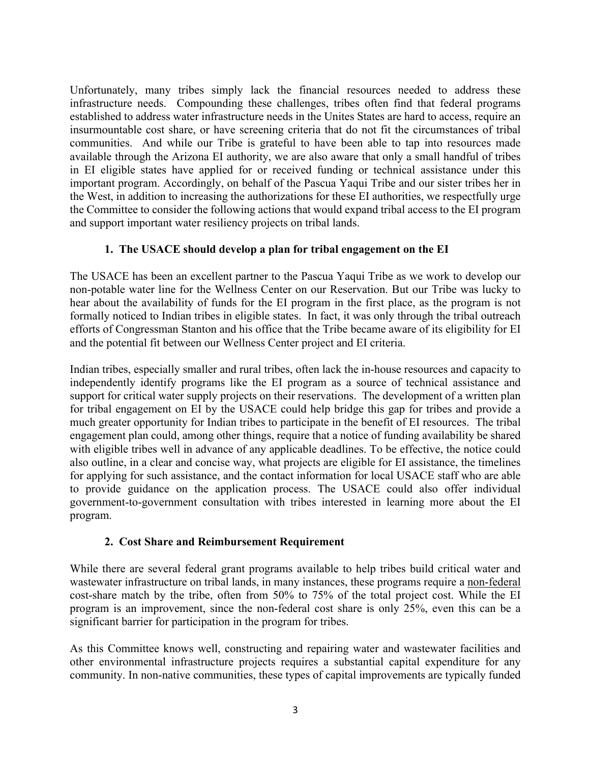Unfortunately, many tribes simply lack the financial resources needed to address these infrastructure needs. Compounding these challenges, tribes often find that federal programs established to address water infrastructure needs in the Unites States are hard to access, require an insurmountable cost share, or have screening criteria that do not fit the circumstances of tribal communities. And while our Tribe is grateful to have been able to tap into resources made available through the Arizona EI authority, we are also aware that only a small handful of tribes in EI eligible states have applied for or received funding or technical assistance under this important program. Accordingly, on behalf of the Pascua Yaqui Tribe and our sister tribes her in the West, in addition to increasing the authorizations for these EI authorities, we respectfully urge the Committee to consider the following actions that would expand tribal access to the EI program and support important water resiliency projects on tribal lands.

### 1. The USACE should develop a plan for tribal engagement on the EI

The USACE has been an excellent partner to the Pascua Yaqui Tribe as we work to develop our non-potable water line for the Wellness Center on our Reservation. But our Tribe was lucky to hear about the availability of funds for the EI program in the first place, as the program is not formally noticed to Indian tribes in eligible states. In fact, it was only through the tribal outreach efforts of Congressman Stanton and his office that the Tribe became aware of its eligibility for EI and the potential fit between our Wellness Center project and EI criteria.

Indian tribes, especially smaller and rural tribes, often lack the in-house resources and capacity to independently identify programs like the EI program as a source of technical assistance and support for critical water supply projects on their reservations. The development of a written plan for tribal engagement on EI by the USACE could help bridge this gap for tribes and provide a much greater opportunity for Indian tribes to participate in the benefit of EI resources. The tribal engagement plan could, among other things, require that a notice of funding availability be shared with eligible tribes well in advance of any applicable deadlines. To be effective, the notice could also outline, in a clear and concise way, what projects are eligible for EI assistance, the timelines for applying for such assistance, and the contact information for local USACE staff who are able to provide guidance on the application process. The USACE could also offer individual government-to-government consultation with tribes interested in learning more about the EI program.

### 2. Cost Share and Reimbursement Requirement

While there are several federal grant programs available to help tribes build critical water and wastewater infrastructure on tribal lands, in many instances, these programs require a <u>non-federal</u> cost-share match by the tribe, often from 50% to 75% of the total project cost. While the EI program is an improvement, since the non-federal cost share is only 25%, even this can be a significant barrier for participation in the program for tribes.

As this Committee knows well, constructing and repairing water and wastewater facilities and other environmental infrastructure projects requires a substantial capital expenditure for any community. In non-native communities, these types of capital improvements are typically funded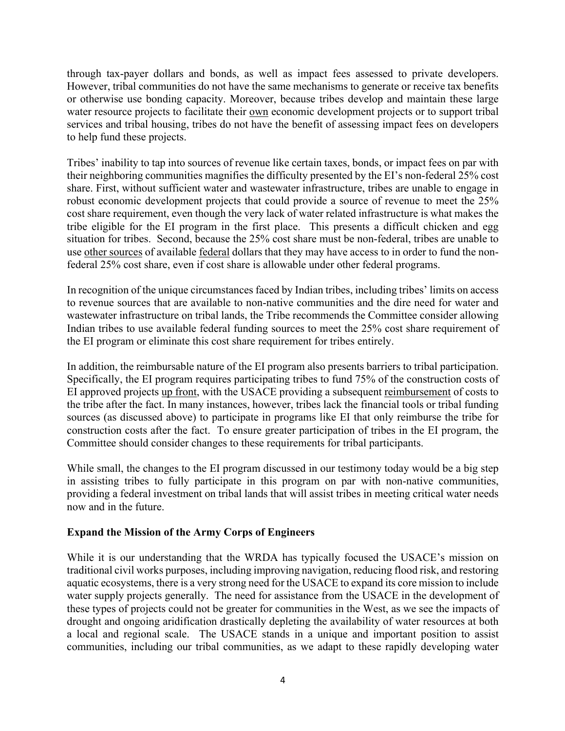through tax-payer dollars and bonds, as well as impact fees assessed to private developers. However, tribal communities do not have the same mechanisms to generate or receive tax benefits or otherwise use bonding capacity. Moreover, because tribes develop and maintain these large water resource projects to facilitate their <u>own</u> economic development projects or to support tribal services and tribal housing, tribes do not have the benefit of assessing impact fees on developers to help fund these projects.

Tribes' inability to tap into sources of revenue like certain taxes, bonds, or impact fees on par with their neighboring communities magnifies the difficulty presented by the EI's non-federal 25% cost share. First, without sufficient water and wastewater infrastructure, tribes are unable to engage in robust economic development projects that could provide a source of revenue to meet the 25% cost share requirement, even though the very lack of water related infrastructure is what makes the tribe eligible for the EI program in the first place. This presents a difficult chicken and egg situation for tribes. Second, because the 25% cost share must be non-federal, tribes are unable to use <u>other sources</u> of available <u>federal</u> dollars that they may have access to in order to fund the non-federal 25% cost share, even if cost share is allowable under other federal programs.

In recognition of the unique circumstances faced by Indian tribes, including tribes' limits on access to revenue sources that are available to non-native communities and the dire need for water and wastewater infrastructure on tribal lands, the Tribe recommends the Committee consider allowing Indian tribes to use available federal funding sources to meet the 25% cost share requirement of the EI program or eliminate this cost share requirement for tribes entirely.

In addition, the reimbursable nature of the EI program also presents barriers to tribal participation. Specifically, the EI program requires participating tribes to fund 75% of the construction costs of EI approved projects <u>up front</u>, with the USACE providing a subsequent <u>reimbursement</u> of costs to the tribe after the fact. In many instances, however, tribes lack the financial tools or tribal funding sources (as discussed above) to participate in programs like EI that only reimburse the tribe for construction costs after the fact. To ensure greater participation of tribes in the EI program, the Committee should consider changes to these requirements for tribal participants.

While small, the changes to the EI program discussed in our testimony today would be a big step in assisting tribes to fully participate in this program on par with non-native communities, providing a federal investment on tribal lands that will assist tribes in meeting critical water needs now and in the future.

**Expand the Mission of the Army Corps of Engineers**

While it is our understanding that the WRDA has typically focused the USACE's mission on traditional civil works purposes, including improving navigation, reducing flood risk, and restoring aquatic ecosystems, there is a very strong need for the USACE to expand its core mission to include water supply projects generally. The need for assistance from the USACE in the development of these types of projects could not be greater for communities in the West, as we see the impacts of drought and ongoing aridification drastically depleting the availability of water resources at both a local and regional scale. The USACE stands in a unique and important position to assist communities, including our tribal communities, as we adapt to these rapidly developing water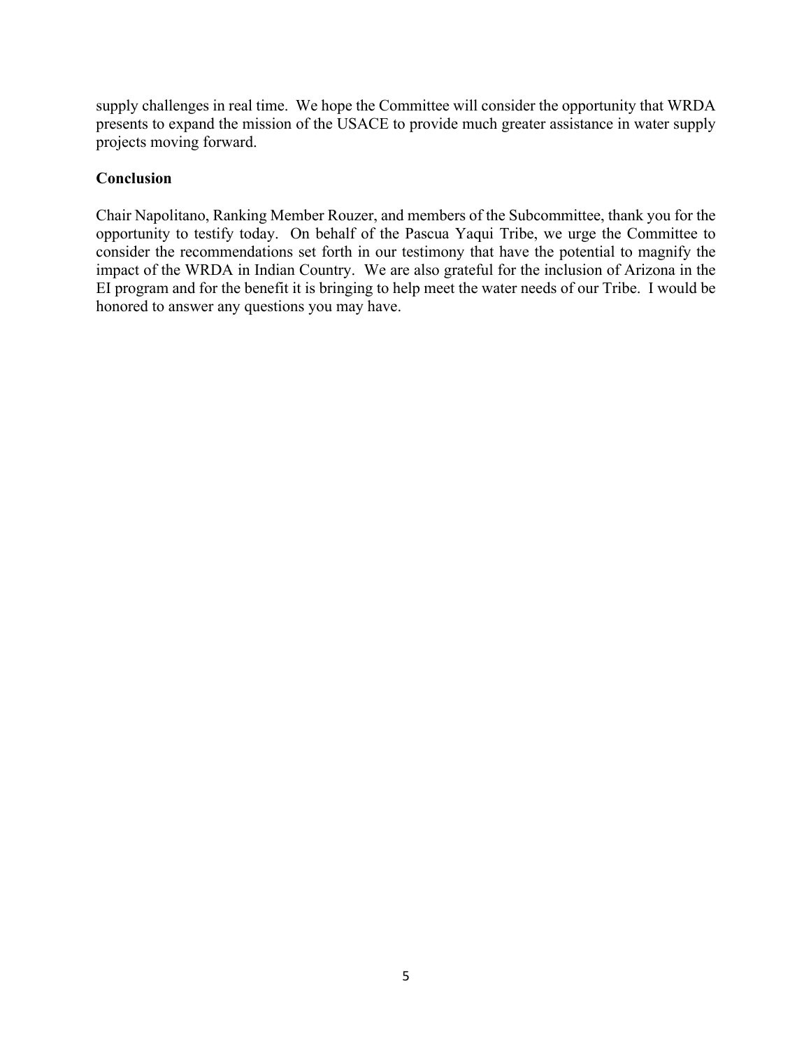supply challenges in real time. We hope the Committee will consider the opportunity that WRDA presents to expand the mission of the USACE to provide much greater assistance in water supply projects moving forward.

**Conclusion**

Chair Napolitano, Ranking Member Rouzer, and members of the Subcommittee, thank you for the opportunity to testify today. On behalf of the Pascua Yaqui Tribe, we urge the Committee to consider the recommendations set forth in our testimony that have the potential to magnify the impact of the WRDA in Indian Country. We are also grateful for the inclusion of Arizona in the EI program and for the benefit it is bringing to help meet the water needs of our Tribe. I would be honored to answer any questions you may have.